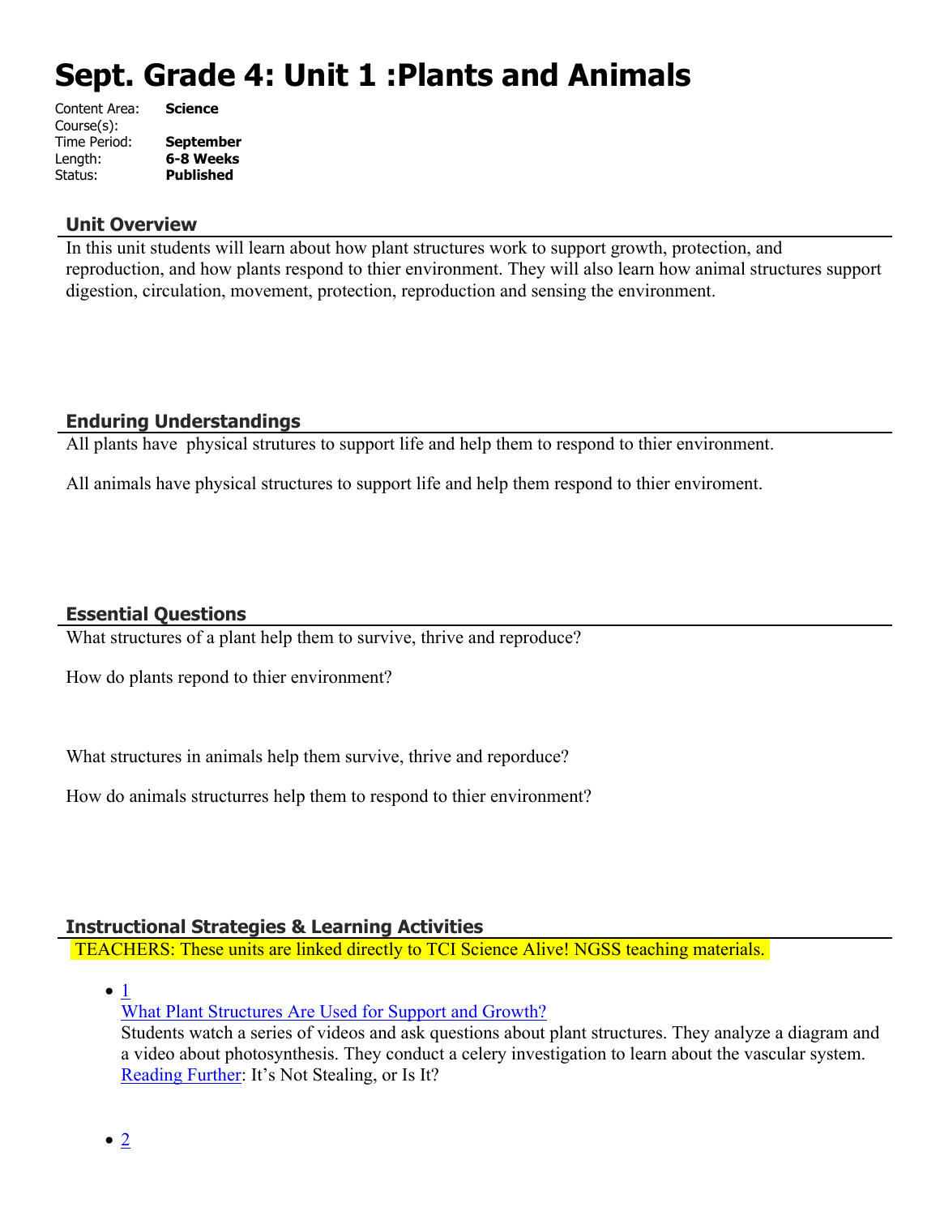# Sept. Grade 4: Unit 1 :Plants and Animals

Content Area: **Science**
Course(s):
Time Period: **September**
Length: **6-8 Weeks**
Status: **Published**

## Unit Overview

In this unit students will learn about how plant structures work to support growth, protection, and reproduction, and how plants respond to thier environment. They will also learn how animal structures support digestion, circulation, movement, protection, reproduction and sensing the environment.

## Enduring Understandings

All plants have physical strutures to support life and help them to respond to thier environment.

All animals have physical structures to support life and help them respond to thier enviroment.

## Essential Questions

What structures of a plant help them to survive, thrive and reproduce?

How do plants repond to thier environment?

What structures in animals help them survive, thrive and reporduce?

How do animals structurres help them to respond to thier environment?

## Instructional Strategies & Learning Activities

TEACHERS: These units are linked directly to TCI Science Alive! NGSS teaching materials.

- 1
  What Plant Structures Are Used for Support and Growth?
  Students watch a series of videos and ask questions about plant structures. They analyze a diagram and a video about photosynthesis. They conduct a celery investigation to learn about the vascular system.
  Reading Further: It's Not Stealing, or Is It?

- 2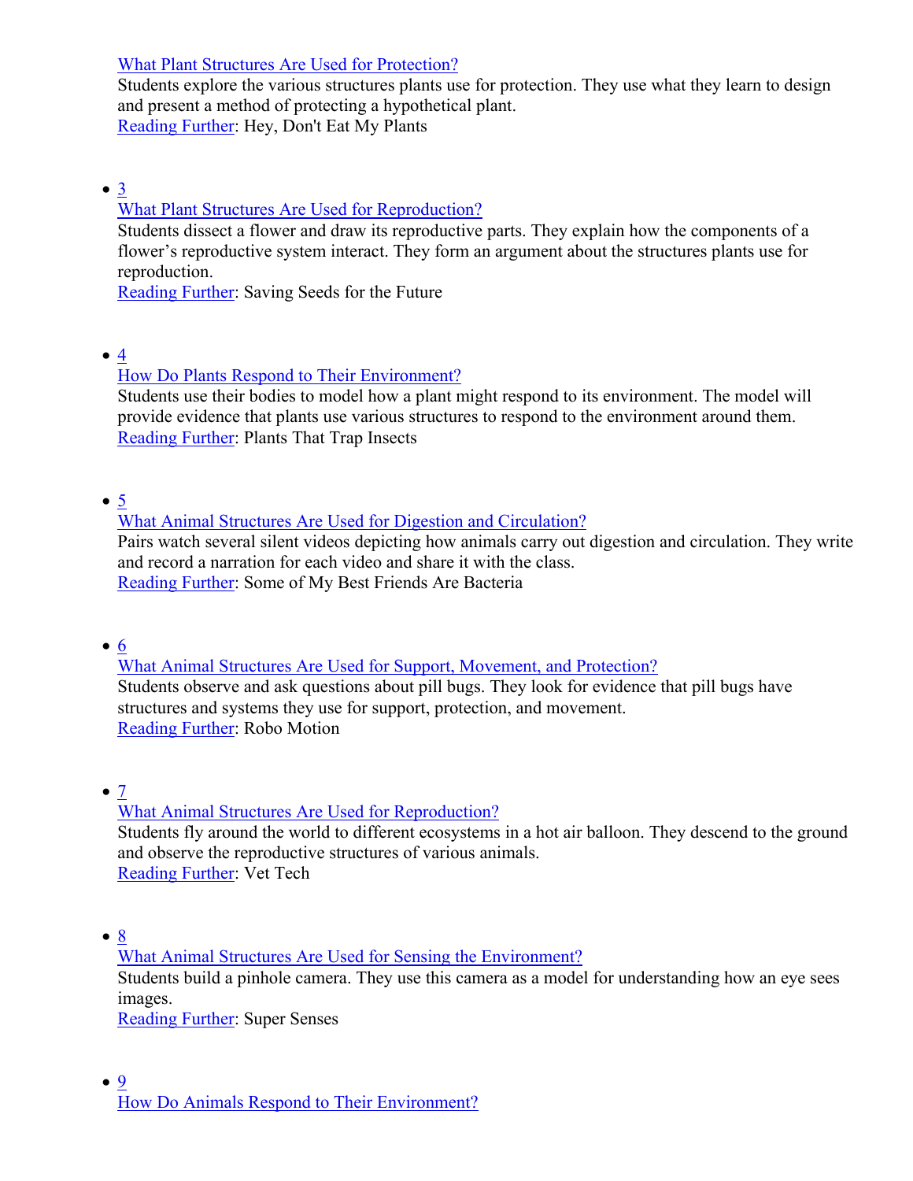[What Plant Structures Are Used for Protection?]
Students explore the various structures plants use for protection. They use what they learn to design and present a method of protecting a hypothetical plant.
[Reading Further]: Hey, Don't Eat My Plants

- 3
  [What Plant Structures Are Used for Reproduction?]
  Students dissect a flower and draw its reproductive parts. They explain how the components of a flower's reproductive system interact. They form an argument about the structures plants use for reproduction.
  [Reading Further]: Saving Seeds for the Future

- 4
  [How Do Plants Respond to Their Environment?]
  Students use their bodies to model how a plant might respond to its environment. The model will provide evidence that plants use various structures to respond to the environment around them.
  [Reading Further]: Plants That Trap Insects

- 5
  [What Animal Structures Are Used for Digestion and Circulation?]
  Pairs watch several silent videos depicting how animals carry out digestion and circulation. They write and record a narration for each video and share it with the class.
  [Reading Further]: Some of My Best Friends Are Bacteria

- 6
  [What Animal Structures Are Used for Support, Movement, and Protection?]
  Students observe and ask questions about pill bugs. They look for evidence that pill bugs have structures and systems they use for support, protection, and movement.
  [Reading Further]: Robo Motion

- 7
  [What Animal Structures Are Used for Reproduction?]
  Students fly around the world to different ecosystems in a hot air balloon. They descend to the ground and observe the reproductive structures of various animals.
  [Reading Further]: Vet Tech

- 8
  [What Animal Structures Are Used for Sensing the Environment?]
  Students build a pinhole camera. They use this camera as a model for understanding how an eye sees images.
  [Reading Further]: Super Senses

- 9
  [How Do Animals Respond to Their Environment?]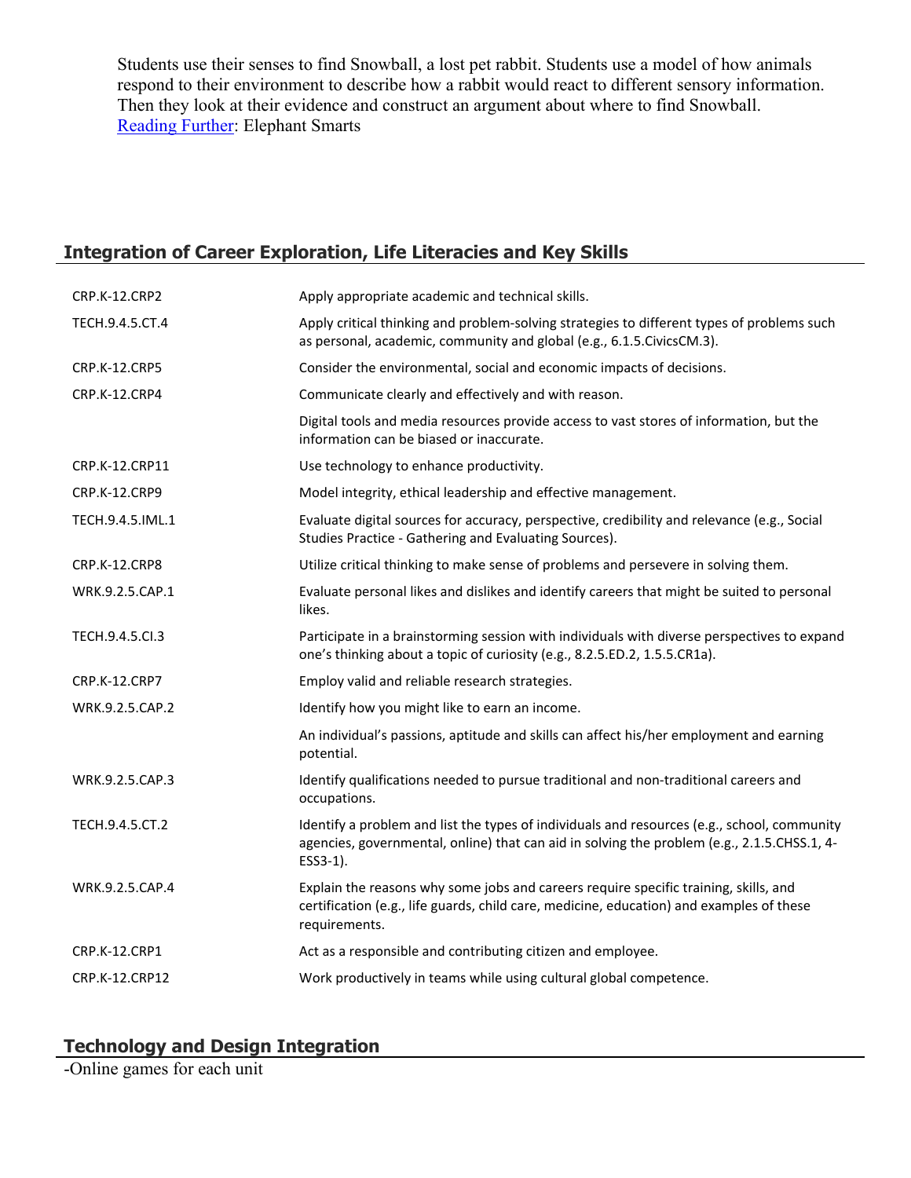Students use their senses to find Snowball, a lost pet rabbit. Students use a model of how animals respond to their environment to describe how a rabbit would react to different sensory information. Then they look at their evidence and construct an argument about where to find Snowball.
Reading Further: Elephant Smarts

## Integration of Career Exploration, Life Literacies and Key Skills

| | |
|---|---|
| CRP.K-12.CRP2 | Apply appropriate academic and technical skills. |
| TECH.9.4.5.CT.4 | Apply critical thinking and problem-solving strategies to different types of problems such as personal, academic, community and global (e.g., 6.1.5.CivicsCM.3). |
| CRP.K-12.CRP5 | Consider the environmental, social and economic impacts of decisions. |
| CRP.K-12.CRP4 | Communicate clearly and effectively and with reason. |
| | Digital tools and media resources provide access to vast stores of information, but the information can be biased or inaccurate. |
| CRP.K-12.CRP11 | Use technology to enhance productivity. |
| CRP.K-12.CRP9 | Model integrity, ethical leadership and effective management. |
| TECH.9.4.5.IML.1 | Evaluate digital sources for accuracy, perspective, credibility and relevance (e.g., Social Studies Practice - Gathering and Evaluating Sources). |
| CRP.K-12.CRP8 | Utilize critical thinking to make sense of problems and persevere in solving them. |
| WRK.9.2.5.CAP.1 | Evaluate personal likes and dislikes and identify careers that might be suited to personal likes. |
| TECH.9.4.5.CI.3 | Participate in a brainstorming session with individuals with diverse perspectives to expand one's thinking about a topic of curiosity (e.g., 8.2.5.ED.2, 1.5.5.CR1a). |
| CRP.K-12.CRP7 | Employ valid and reliable research strategies. |
| WRK.9.2.5.CAP.2 | Identify how you might like to earn an income. |
| | An individual's passions, aptitude and skills can affect his/her employment and earning potential. |
| WRK.9.2.5.CAP.3 | Identify qualifications needed to pursue traditional and non-traditional careers and occupations. |
| TECH.9.4.5.CT.2 | Identify a problem and list the types of individuals and resources (e.g., school, community agencies, governmental, online) that can aid in solving the problem (e.g., 2.1.5.CHSS.1, 4-ESS3-1). |
| WRK.9.2.5.CAP.4 | Explain the reasons why some jobs and careers require specific training, skills, and certification (e.g., life guards, child care, medicine, education) and examples of these requirements. |
| CRP.K-12.CRP1 | Act as a responsible and contributing citizen and employee. |
| CRP.K-12.CRP12 | Work productively in teams while using cultural global competence. |

## Technology and Design Integration

-Online games for each unit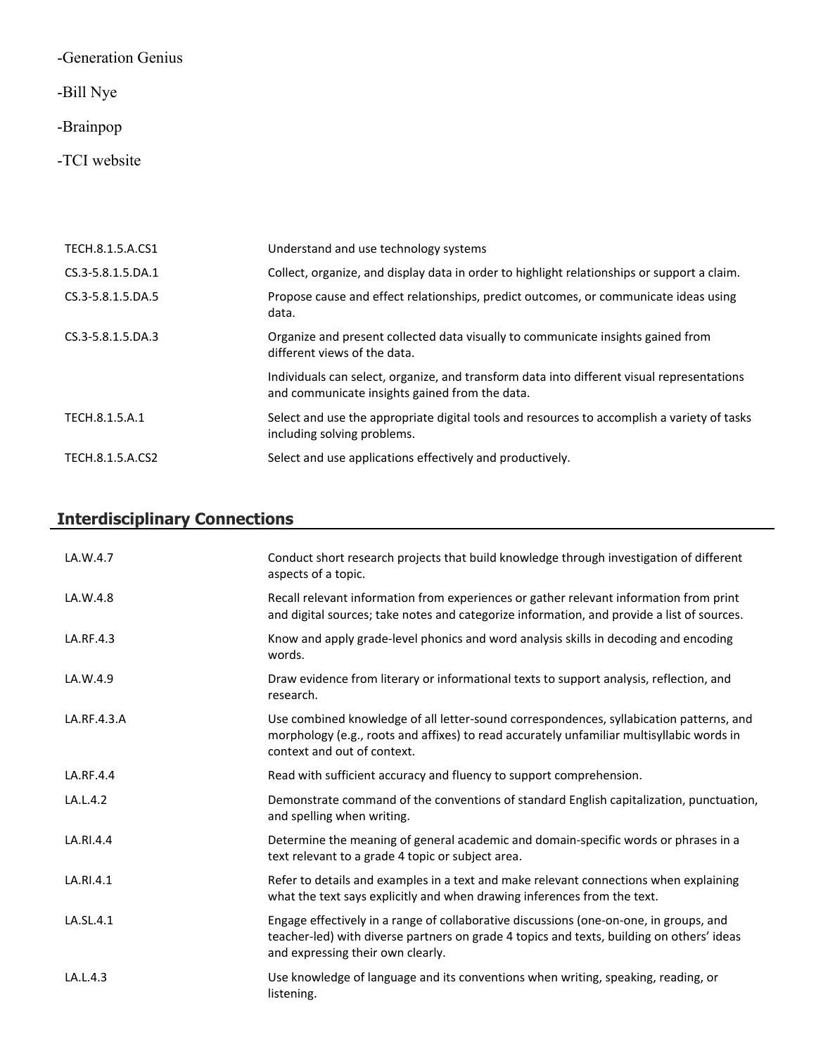-Generation Genius

-Bill Nye

-Brainpop

-TCI website

| | |
|---|---|
| TECH.8.1.5.A.CS1 | Understand and use technology systems |
| CS.3-5.8.1.5.DA.1 | Collect, organize, and display data in order to highlight relationships or support a claim. |
| CS.3-5.8.1.5.DA.5 | Propose cause and effect relationships, predict outcomes, or communicate ideas using data. |
| CS.3-5.8.1.5.DA.3 | Organize and present collected data visually to communicate insights gained from different views of the data. |
| | Individuals can select, organize, and transform data into different visual representations and communicate insights gained from the data. |
| TECH.8.1.5.A.1 | Select and use the appropriate digital tools and resources to accomplish a variety of tasks including solving problems. |
| TECH.8.1.5.A.CS2 | Select and use applications effectively and productively. |

## Interdisciplinary Connections

| | |
|---|---|
| LA.W.4.7 | Conduct short research projects that build knowledge through investigation of different aspects of a topic. |
| LA.W.4.8 | Recall relevant information from experiences or gather relevant information from print and digital sources; take notes and categorize information, and provide a list of sources. |
| LA.RF.4.3 | Know and apply grade-level phonics and word analysis skills in decoding and encoding words. |
| LA.W.4.9 | Draw evidence from literary or informational texts to support analysis, reflection, and research. |
| LA.RF.4.3.A | Use combined knowledge of all letter-sound correspondences, syllabication patterns, and morphology (e.g., roots and affixes) to read accurately unfamiliar multisyllabic words in context and out of context. |
| LA.RF.4.4 | Read with sufficient accuracy and fluency to support comprehension. |
| LA.L.4.2 | Demonstrate command of the conventions of standard English capitalization, punctuation, and spelling when writing. |
| LA.RI.4.4 | Determine the meaning of general academic and domain-specific words or phrases in a text relevant to a grade 4 topic or subject area. |
| LA.RI.4.1 | Refer to details and examples in a text and make relevant connections when explaining what the text says explicitly and when drawing inferences from the text. |
| LA.SL.4.1 | Engage effectively in a range of collaborative discussions (one-on-one, in groups, and teacher-led) with diverse partners on grade 4 topics and texts, building on others' ideas and expressing their own clearly. |
| LA.L.4.3 | Use knowledge of language and its conventions when writing, speaking, reading, or listening. |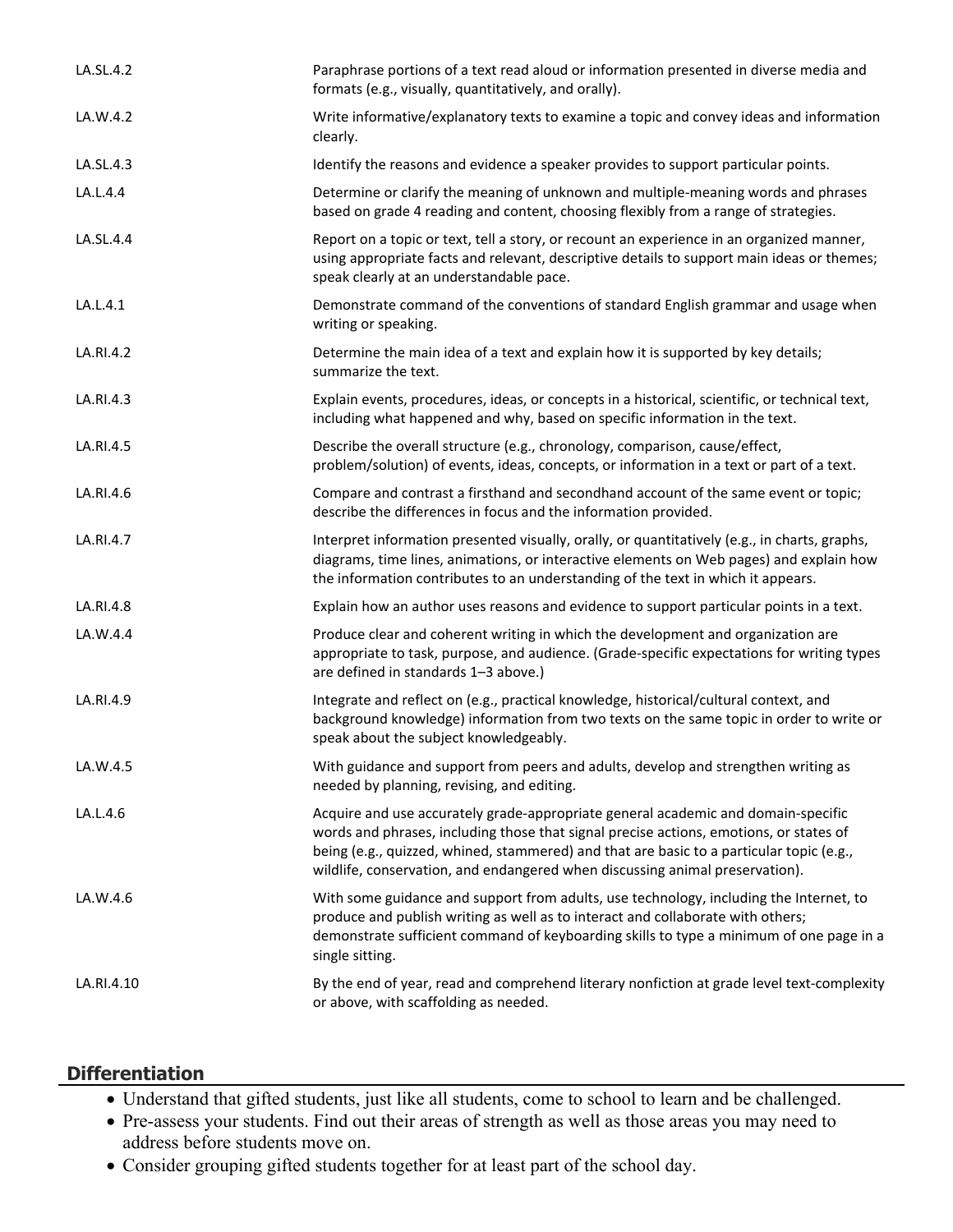| | |
|---|---|
| LA.SL.4.2 | Paraphrase portions of a text read aloud or information presented in diverse media and formats (e.g., visually, quantitatively, and orally). |
| LA.W.4.2 | Write informative/explanatory texts to examine a topic and convey ideas and information clearly. |
| LA.SL.4.3 | Identify the reasons and evidence a speaker provides to support particular points. |
| LA.L.4.4 | Determine or clarify the meaning of unknown and multiple-meaning words and phrases based on grade 4 reading and content, choosing flexibly from a range of strategies. |
| LA.SL.4.4 | Report on a topic or text, tell a story, or recount an experience in an organized manner, using appropriate facts and relevant, descriptive details to support main ideas or themes; speak clearly at an understandable pace. |
| LA.L.4.1 | Demonstrate command of the conventions of standard English grammar and usage when writing or speaking. |
| LA.RI.4.2 | Determine the main idea of a text and explain how it is supported by key details; summarize the text. |
| LA.RI.4.3 | Explain events, procedures, ideas, or concepts in a historical, scientific, or technical text, including what happened and why, based on specific information in the text. |
| LA.RI.4.5 | Describe the overall structure (e.g., chronology, comparison, cause/effect, problem/solution) of events, ideas, concepts, or information in a text or part of a text. |
| LA.RI.4.6 | Compare and contrast a firsthand and secondhand account of the same event or topic; describe the differences in focus and the information provided. |
| LA.RI.4.7 | Interpret information presented visually, orally, or quantitatively (e.g., in charts, graphs, diagrams, time lines, animations, or interactive elements on Web pages) and explain how the information contributes to an understanding of the text in which it appears. |
| LA.RI.4.8 | Explain how an author uses reasons and evidence to support particular points in a text. |
| LA.W.4.4 | Produce clear and coherent writing in which the development and organization are appropriate to task, purpose, and audience. (Grade-specific expectations for writing types are defined in standards 1–3 above.) |
| LA.RI.4.9 | Integrate and reflect on (e.g., practical knowledge, historical/cultural context, and background knowledge) information from two texts on the same topic in order to write or speak about the subject knowledgeably. |
| LA.W.4.5 | With guidance and support from peers and adults, develop and strengthen writing as needed by planning, revising, and editing. |
| LA.L.4.6 | Acquire and use accurately grade-appropriate general academic and domain-specific words and phrases, including those that signal precise actions, emotions, or states of being (e.g., quizzed, whined, stammered) and that are basic to a particular topic (e.g., wildlife, conservation, and endangered when discussing animal preservation). |
| LA.W.4.6 | With some guidance and support from adults, use technology, including the Internet, to produce and publish writing as well as to interact and collaborate with others; demonstrate sufficient command of keyboarding skills to type a minimum of one page in a single sitting. |
| LA.RI.4.10 | By the end of year, read and comprehend literary nonfiction at grade level text-complexity or above, with scaffolding as needed. |

## Differentiation

- Understand that gifted students, just like all students, come to school to learn and be challenged.
- Pre-assess your students. Find out their areas of strength as well as those areas you may need to address before students move on.
- Consider grouping gifted students together for at least part of the school day.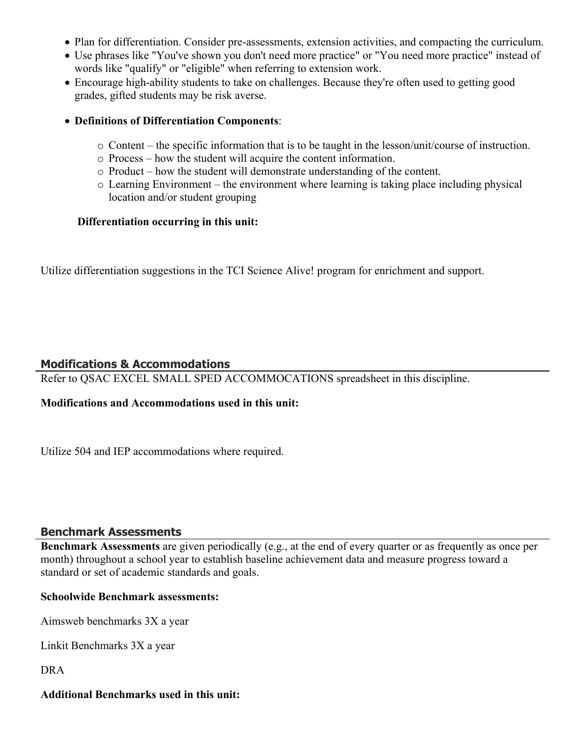- Plan for differentiation. Consider pre-assessments, extension activities, and compacting the curriculum.
- Use phrases like "You've shown you don't need more practice" or "You need more practice" instead of words like "qualify" or "eligible" when referring to extension work.
- Encourage high-ability students to take on challenges. Because they're often used to getting good grades, gifted students may be risk averse.

- **Definitions of Differentiation Components**:
  - Content – the specific information that is to be taught in the lesson/unit/course of instruction.
  - Process – how the student will acquire the content information.
  - Product – how the student will demonstrate understanding of the content.
  - Learning Environment – the environment where learning is taking place including physical location and/or student grouping

**Differentiation occurring in this unit:**

Utilize differentiation suggestions in the TCI Science Alive! program for enrichment and support.

## Modifications & Accommodations

Refer to QSAC EXCEL SMALL SPED ACCOMMOCATIONS spreadsheet in this discipline.

**Modifications and Accommodations used in this unit:**

Utilize 504 and IEP accommodations where required.

## Benchmark Assessments

**Benchmark Assessments** are given periodically (e.g., at the end of every quarter or as frequently as once per month) throughout a school year to establish baseline achievement data and measure progress toward a standard or set of academic standards and goals.

**Schoolwide Benchmark assessments:**

Aimsweb benchmarks 3X a year

Linkit Benchmarks 3X a year

DRA

**Additional Benchmarks used in this unit:**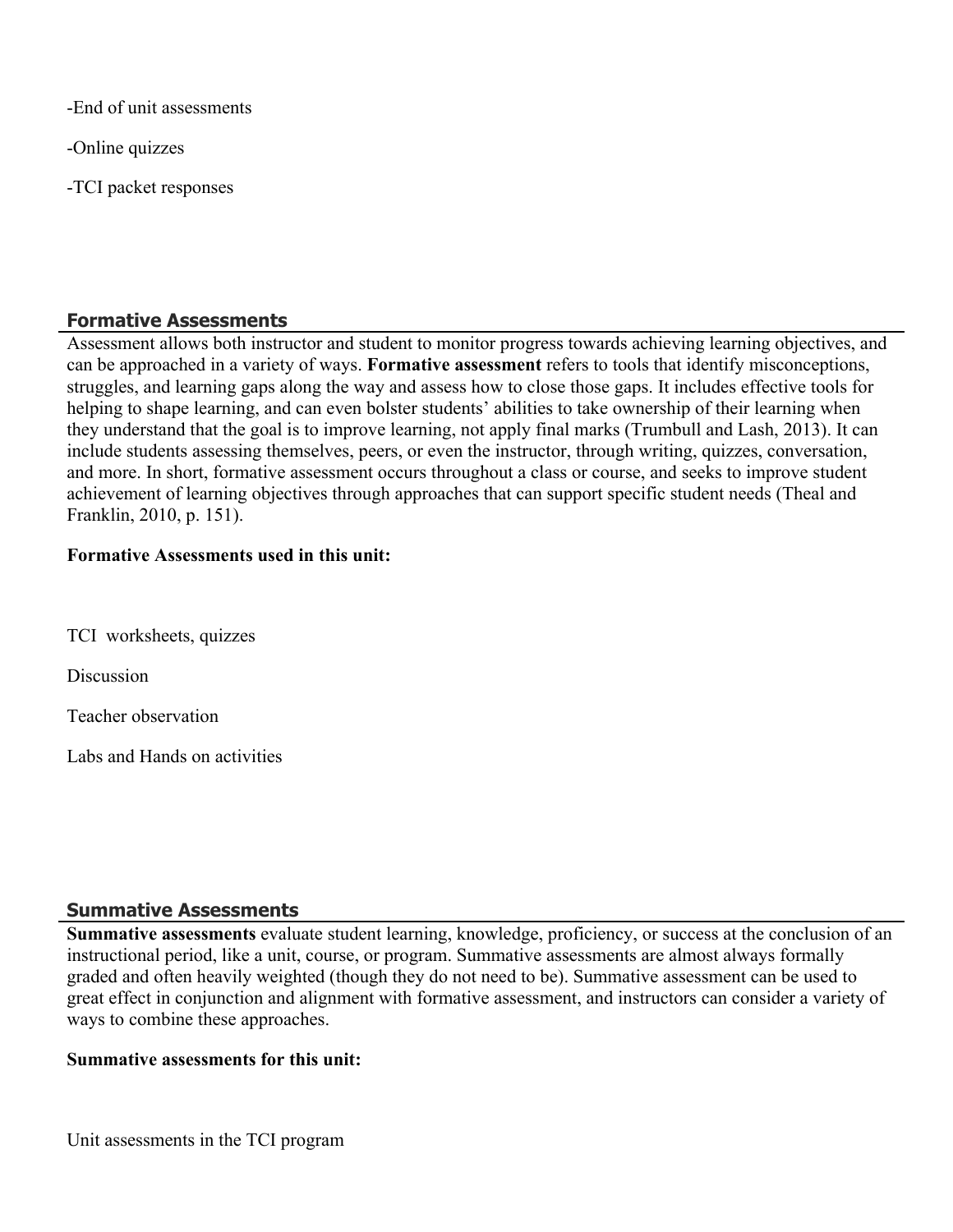-End of unit assessments

-Online quizzes

-TCI packet responses

## Formative Assessments

Assessment allows both instructor and student to monitor progress towards achieving learning objectives, and can be approached in a variety of ways. **Formative assessment** refers to tools that identify misconceptions, struggles, and learning gaps along the way and assess how to close those gaps. It includes effective tools for helping to shape learning, and can even bolster students' abilities to take ownership of their learning when they understand that the goal is to improve learning, not apply final marks (Trumbull and Lash, 2013). It can include students assessing themselves, peers, or even the instructor, through writing, quizzes, conversation, and more. In short, formative assessment occurs throughout a class or course, and seeks to improve student achievement of learning objectives through approaches that can support specific student needs (Theal and Franklin, 2010, p. 151).

**Formative Assessments used in this unit:**

TCI worksheets, quizzes

Discussion

Teacher observation

Labs and Hands on activities

## Summative Assessments

**Summative assessments** evaluate student learning, knowledge, proficiency, or success at the conclusion of an instructional period, like a unit, course, or program. Summative assessments are almost always formally graded and often heavily weighted (though they do not need to be). Summative assessment can be used to great effect in conjunction and alignment with formative assessment, and instructors can consider a variety of ways to combine these approaches.

**Summative assessments for this unit:**

Unit assessments in the TCI program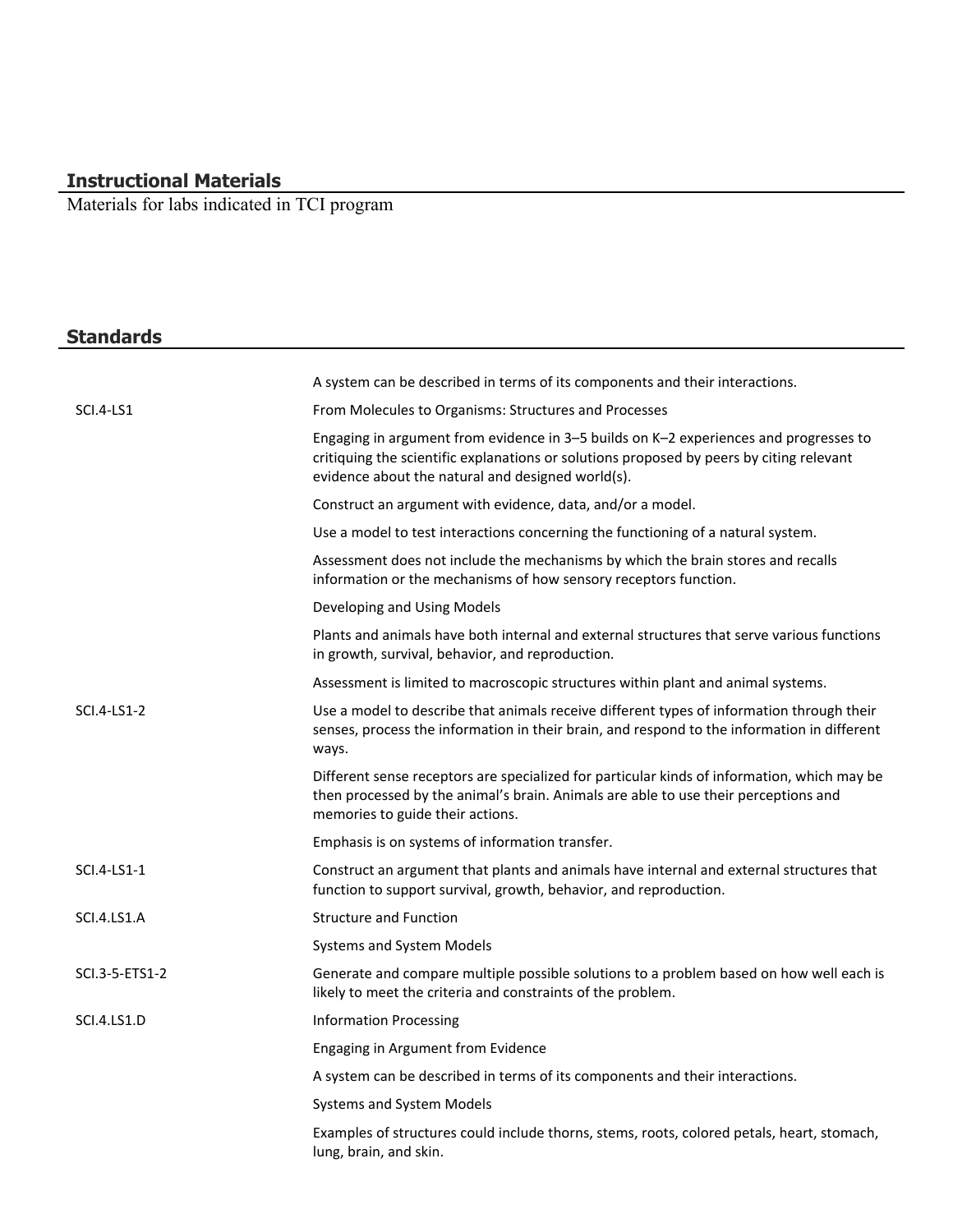## Instructional Materials

Materials for labs indicated in TCI program

## Standards

| | |
|---|---|
| | A system can be described in terms of its components and their interactions. |
| SCI.4-LS1 | From Molecules to Organisms: Structures and Processes |
| | Engaging in argument from evidence in 3–5 builds on K–2 experiences and progresses to critiquing the scientific explanations or solutions proposed by peers by citing relevant evidence about the natural and designed world(s). |
| | Construct an argument with evidence, data, and/or a model. |
| | Use a model to test interactions concerning the functioning of a natural system. |
| | Assessment does not include the mechanisms by which the brain stores and recalls information or the mechanisms of how sensory receptors function. |
| | Developing and Using Models |
| | Plants and animals have both internal and external structures that serve various functions in growth, survival, behavior, and reproduction. |
| | Assessment is limited to macroscopic structures within plant and animal systems. |
| SCI.4-LS1-2 | Use a model to describe that animals receive different types of information through their senses, process the information in their brain, and respond to the information in different ways. |
| | Different sense receptors are specialized for particular kinds of information, which may be then processed by the animal's brain. Animals are able to use their perceptions and memories to guide their actions. |
| | Emphasis is on systems of information transfer. |
| SCI.4-LS1-1 | Construct an argument that plants and animals have internal and external structures that function to support survival, growth, behavior, and reproduction. |
| SCI.4.LS1.A | Structure and Function |
| | Systems and System Models |
| SCI.3-5-ETS1-2 | Generate and compare multiple possible solutions to a problem based on how well each is likely to meet the criteria and constraints of the problem. |
| SCI.4.LS1.D | Information Processing |
| | Engaging in Argument from Evidence |
| | A system can be described in terms of its components and their interactions. |
| | Systems and System Models |
| | Examples of structures could include thorns, stems, roots, colored petals, heart, stomach, lung, brain, and skin. |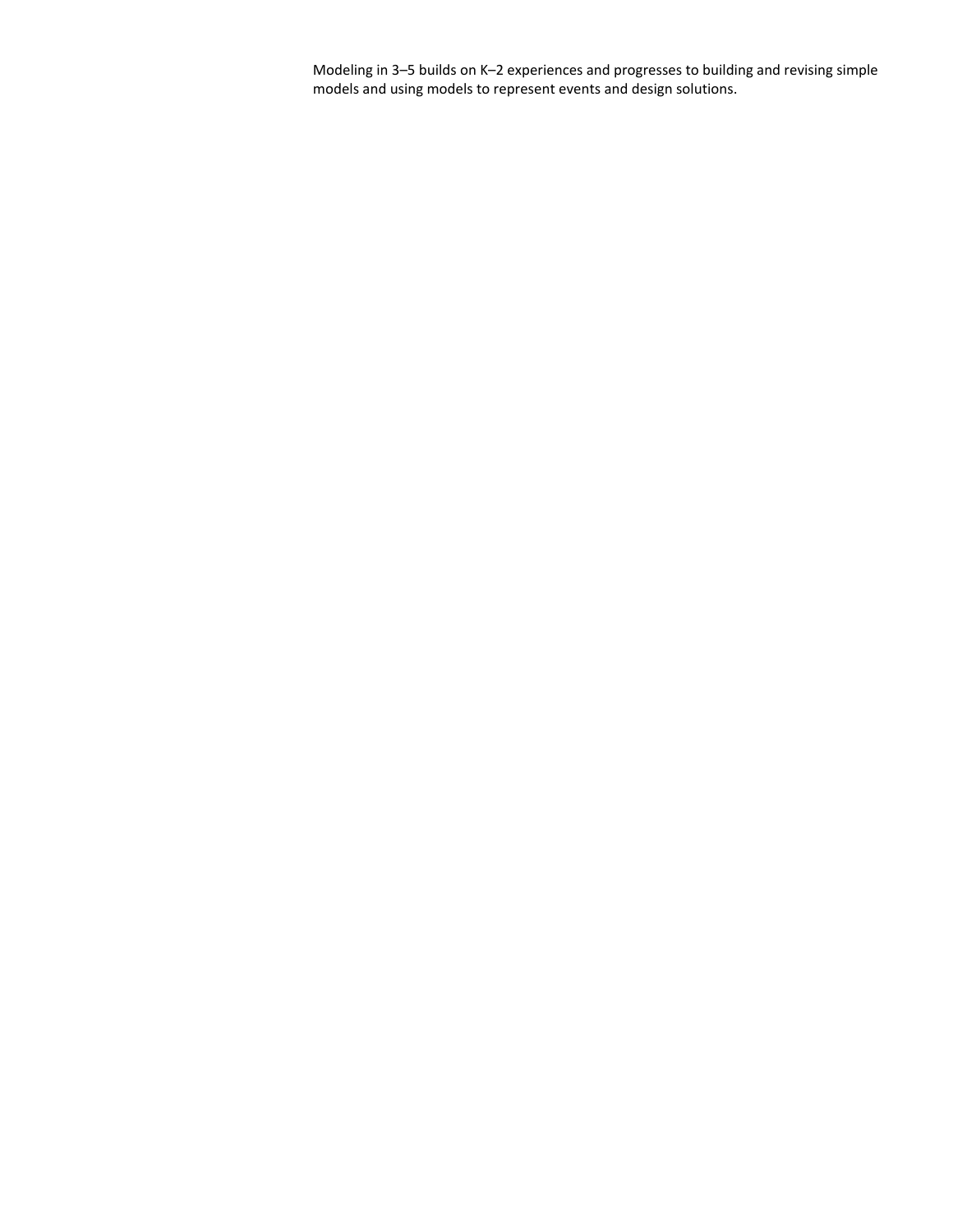Modeling in 3–5 builds on K–2 experiences and progresses to building and revising simple models and using models to represent events and design solutions.